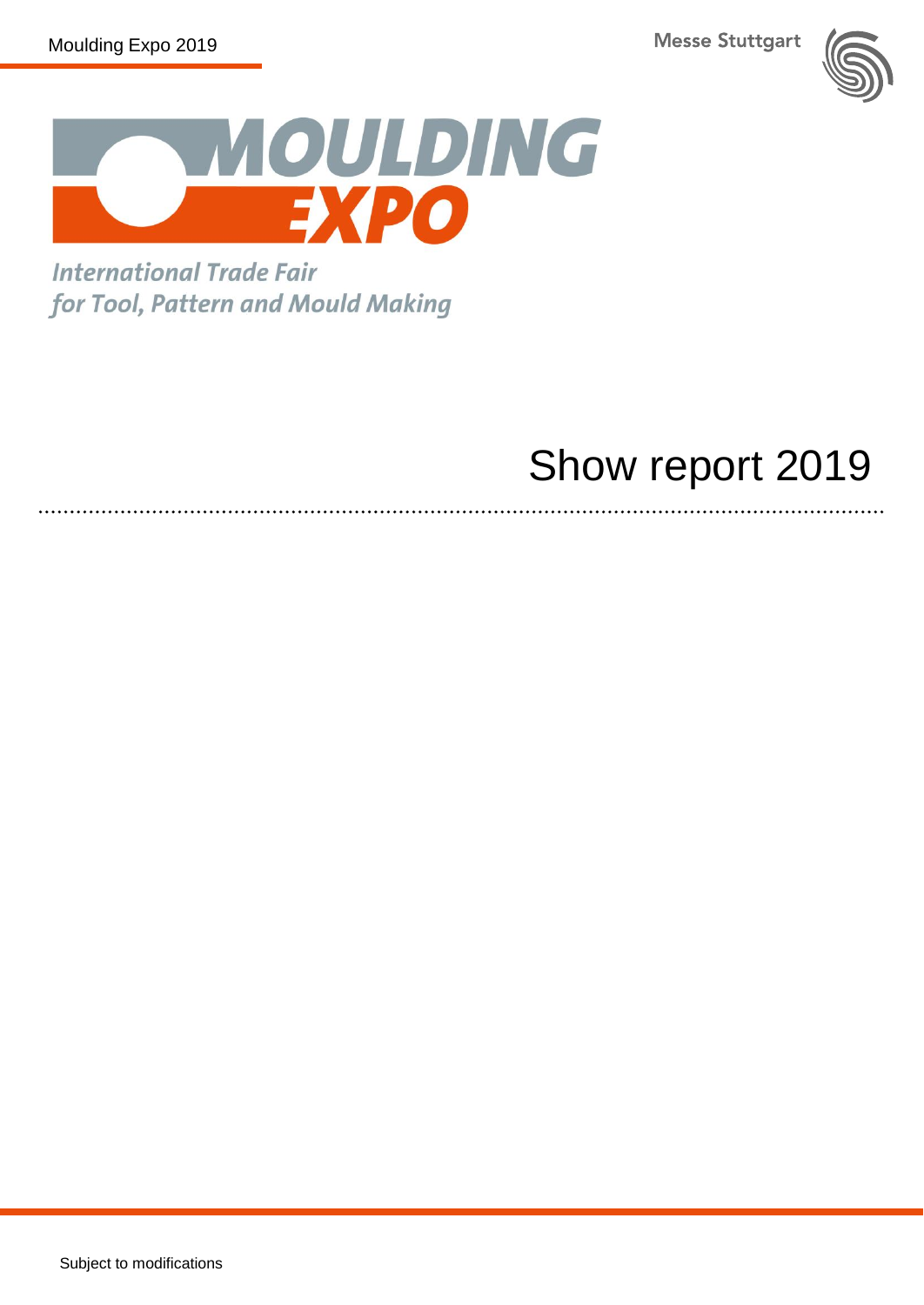# MOULDING EXPO

*International Trade Fair for Tool, Pattern and Mould Making*

## Show report 2019

Subject to modifications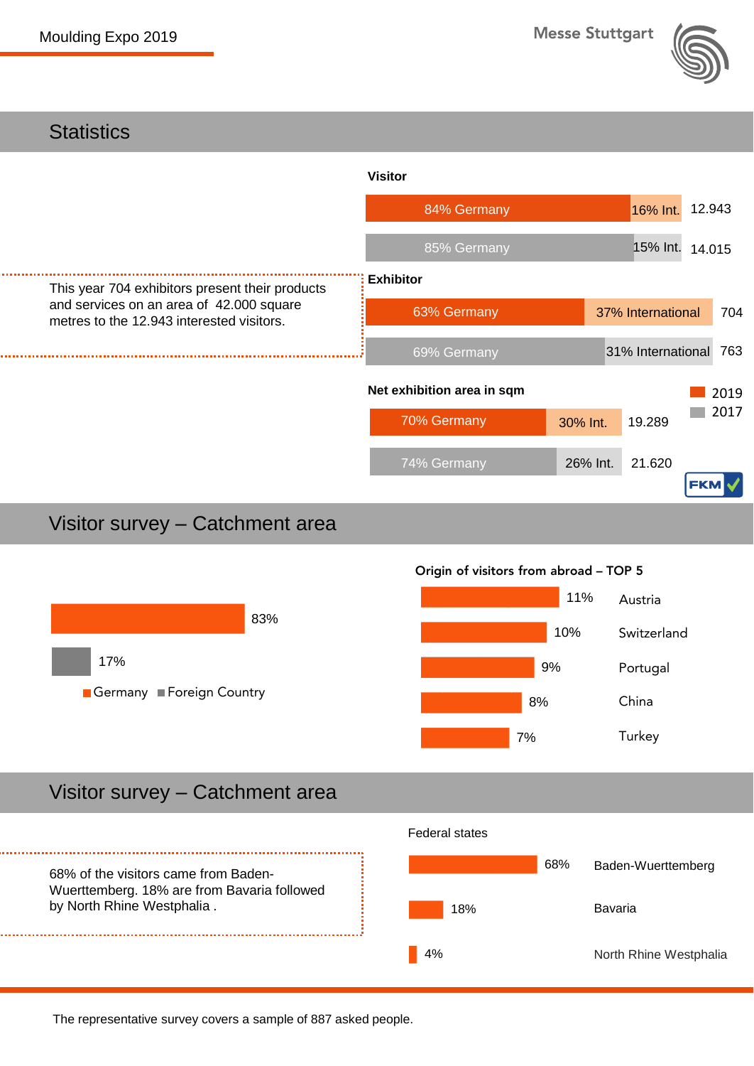Moulding Expo 2019

Messe Stuttgart

## Statistics

This year 704 exhibitors present their products and services on an area of 42.000 square metres to the 12.943 interested visitors.

**Visitor**

| Year | Germany | Int. | Total |
| --- | --- | --- | --- |
| 2019 | 84% Germany | 16% Int. | 12.943 |
| 2017 | 85% Germany | 15% Int. | 14.015 |

**Exhibitor**

| Year | Germany | International | Total |
| --- | --- | --- | --- |
| 2019 | 63% Germany | 37% International | 704 |
| 2017 | 69% Germany | 31% International | 763 |

**Net exhibition area in sqm**

| Year | Germany | Int. | Total |
| --- | --- | --- | --- |
| 2019 | 70% Germany | 30% Int. | 19.289 |
| 2017 | 74% Germany | 26% Int. | 21.620 |

FKM

## Visitor survey – Catchment area

| Origin | Share |
| --- | --- |
| Germany | 83% |
| Foreign Country | 17% |

**Origin of visitors from abroad – TOP 5**

| Country | Share |
| --- | --- |
| Austria | 11% |
| Switzerland | 10% |
| Portugal | 9% |
| China | 8% |
| Turkey | 7% |

## Visitor survey – Catchment area

68% of the visitors came from Baden-Wuerttemberg. 18% are from Bavaria followed by North Rhine Westphalia .

Federal states

| Federal state | Share |
| --- | --- |
| Baden-Wuerttemberg | 68% |
| Bavaria | 18% |
| North Rhine Westphalia | 4% |

The representative survey covers a sample of 887 asked people.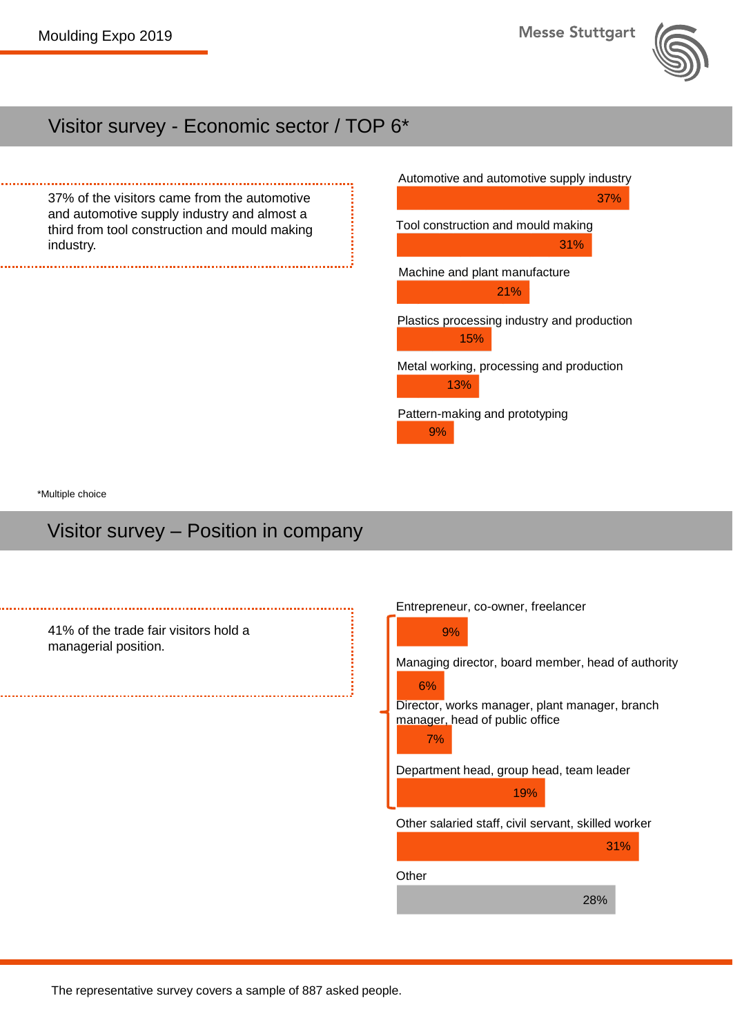Moulding Expo 2019

## Visitor survey - Economic sector / TOP 6*

37% of the visitors came from the automotive and automotive supply industry and almost a third from tool construction and mould making industry.

| Economic sector | Share |
|---|---|
| Automotive and automotive supply industry | 37% |
| Tool construction and mould making | 31% |
| Machine and plant manufacture | 21% |
| Plastics processing industry and production | 15% |
| Metal working, processing and production | 13% |
| Pattern-making and prototyping | 9% |

*Multiple choice

## Visitor survey – Position in company

41% of the trade fair visitors hold a managerial position.

| Position in company | Share |
|---|---|
| Entrepreneur, co-owner, freelancer | 9% |
| Managing director, board member, head of authority | 6% |
| Director, works manager, plant manager, branch manager, head of public office | 7% |
| Department head, group head, team leader | 19% |
| Other salaried staff, civil servant, skilled worker | 31% |
| Other | 28% |

The representative survey covers a sample of 887 asked people.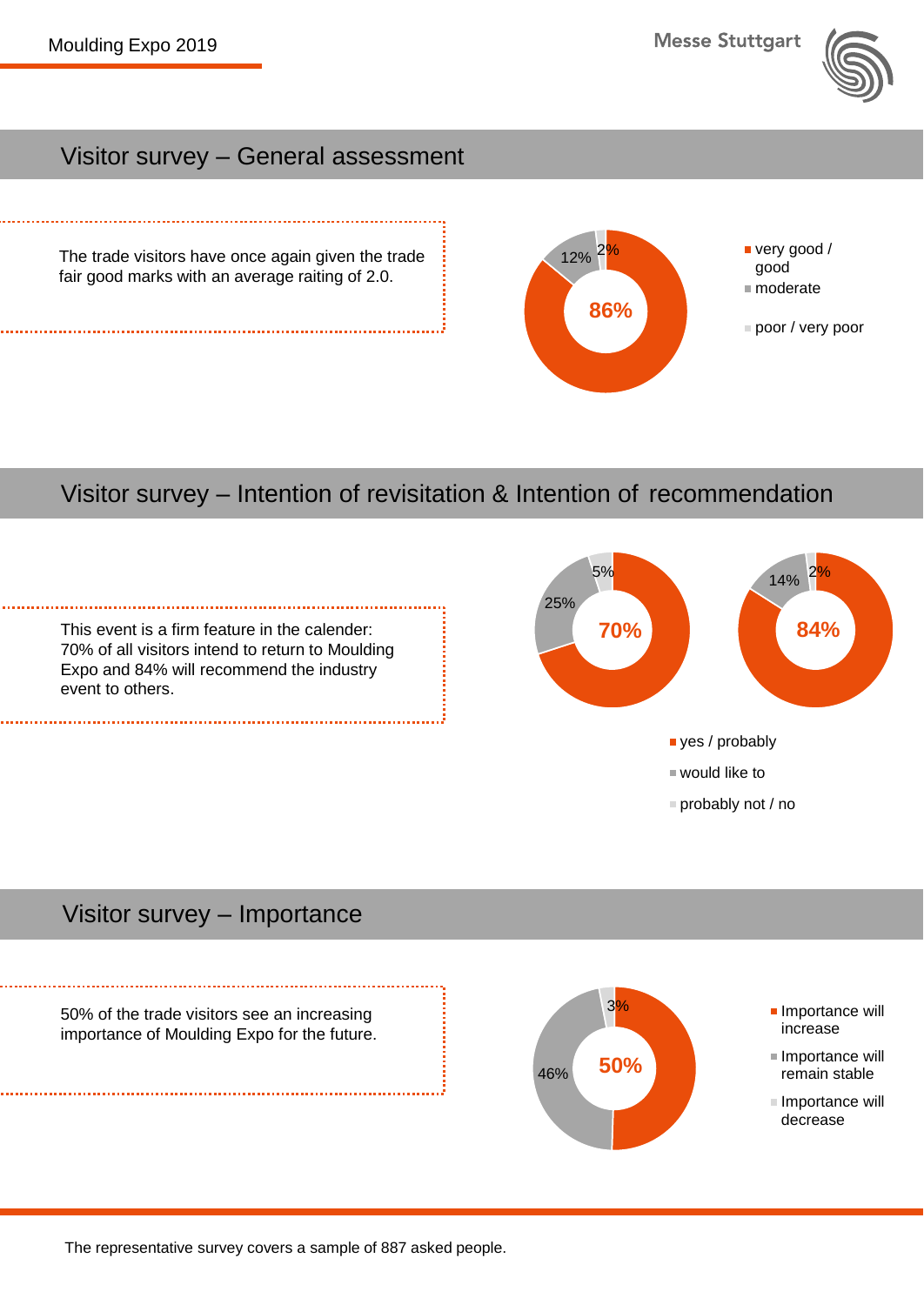# Visitor survey – General assessment

The trade visitors have once again given the trade fair good marks with an average raiting of 2.0.

| Rating | Share |
| --- | --- |
| very good / good | 86% |
| moderate | 12% |
| poor / very poor | 2% |

# Visitor survey – Intention of revisitation & Intention of recommendation

This event is a firm feature in the calender: 70% of all visitors intend to return to Moulding Expo and 84% will recommend the industry event to others.

| | Intention of revisitation | Intention of recommendation |
| --- | --- | --- |
| yes / probably | 70% | 84% |
| would like to | 25% | 14% |
| probably not / no | 5% | 2% |

# Visitor survey – Importance

50% of the trade visitors see an increasing importance of Moulding Expo for the future.

| Importance | Share |
| --- | --- |
| Importance will increase | 50% |
| Importance will remain stable | 46% |
| Importance will decrease | 3% |

The representative survey covers a sample of 887 asked people.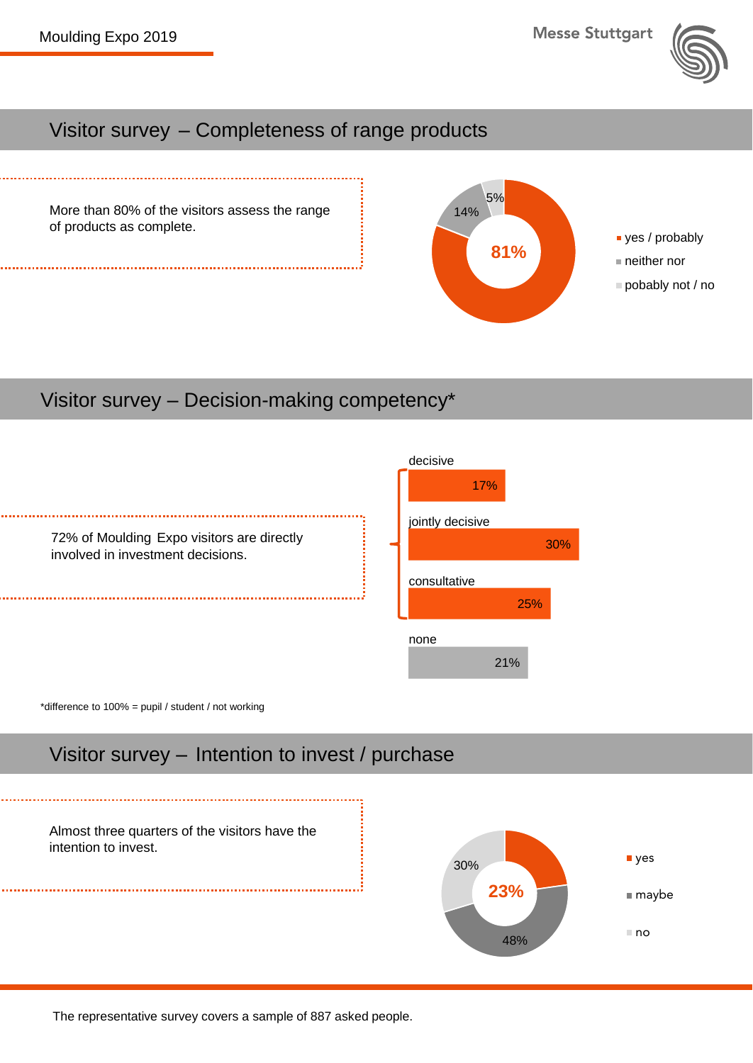Moulding Expo 2019

## Visitor survey – Completeness of range products

More than 80% of the visitors assess the range of products as complete.

| Answer | Share |
|---|---|
| yes / probably | 81% |
| neither nor | 14% |
| pobably not / no | 5% |

## Visitor survey – Decision-making competency*

72% of Moulding Expo visitors are directly involved in investment decisions.

| Competency | Share |
|---|---|
| decisive | 17% |
| jointly decisive | 30% |
| consultative | 25% |
| none | 21% |

*difference to 100% = pupil / student / not working

## Visitor survey – Intention to invest / purchase

Almost three quarters of the visitors have the intention to invest.

| Answer | Share |
|---|---|
| yes | 23% |
| maybe | 48% |
| no | 30% |

The representative survey covers a sample of 887 asked people.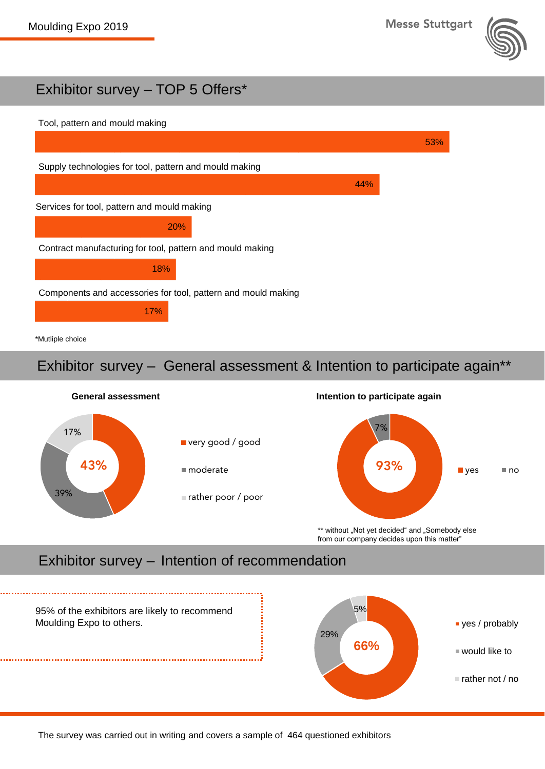# Exhibitor survey – TOP 5 Offers*

| Offer | Share |
|---|---|
| Tool, pattern and mould making | 53% |
| Supply technologies for tool, pattern and mould making | 44% |
| Services for tool, pattern and mould making | 20% |
| Contract manufacturing for tool, pattern and mould making | 18% |
| Components and accessories for tool, pattern and mould making | 17% |

*Mutliple choice

# Exhibitor survey – General assessment & Intention to participate again**

**General assessment**

| Rating | Share |
|---|---|
| very good / good | 43% |
| moderate | 39% |
| rather poor / poor | 17% |

**Intention to participate again**

| Answer | Share |
|---|---|
| yes | 93% |
| no | 7% |

** without „Not yet decided" and „Somebody else from our company decides upon this matter"

# Exhibitor survey – Intention of recommendation

95% of the exhibitors are likely to recommend Moulding Expo to others.

| Answer | Share |
|---|---|
| yes / probably | 66% |
| would like to | 29% |
| rather not / no | 5% |

The survey was carried out in writing and covers a sample of 464 questioned exhibitors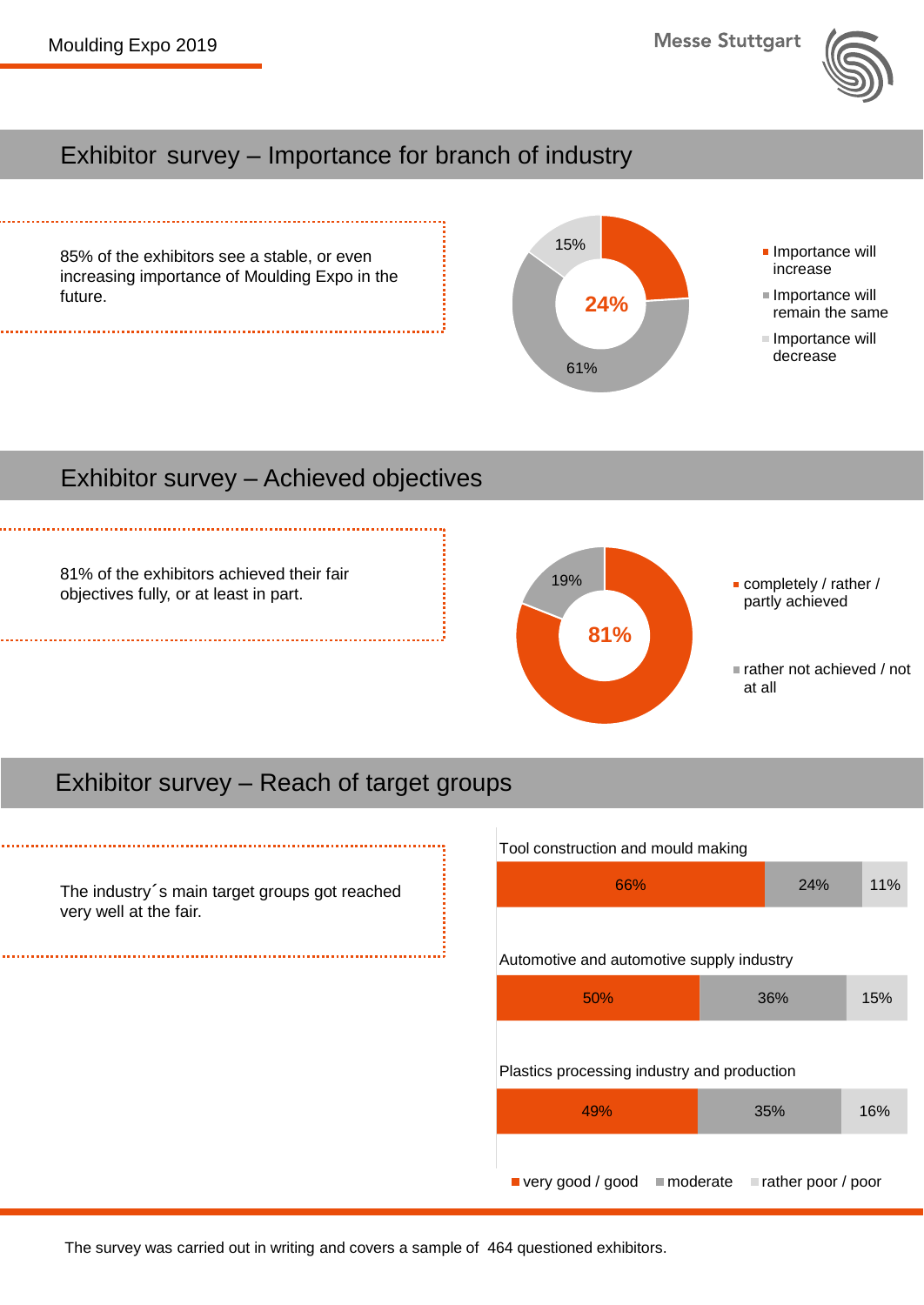## Exhibitor survey – Importance for branch of industry

85% of the exhibitors see a stable, or even increasing importance of Moulding Expo in the future.

24%
15%
61%

- Importance will increase
- Importance will remain the same
- Importance will decrease

## Exhibitor survey – Achieved objectives

81% of the exhibitors achieved their fair objectives fully, or at least in part.

81%
19%

- completely / rather / partly achieved
- rather not achieved / not at all

## Exhibitor survey – Reach of target groups

The industry´s main target groups got reached very well at the fair.

Tool construction and mould making
66% 24% 11%

Automotive and automotive supply industry
50% 36% 15%

Plastics processing industry and production
49% 35% 16%

- very good / good
- moderate
- rather poor / poor

The survey was carried out in writing and covers a sample of 464 questioned exhibitors.